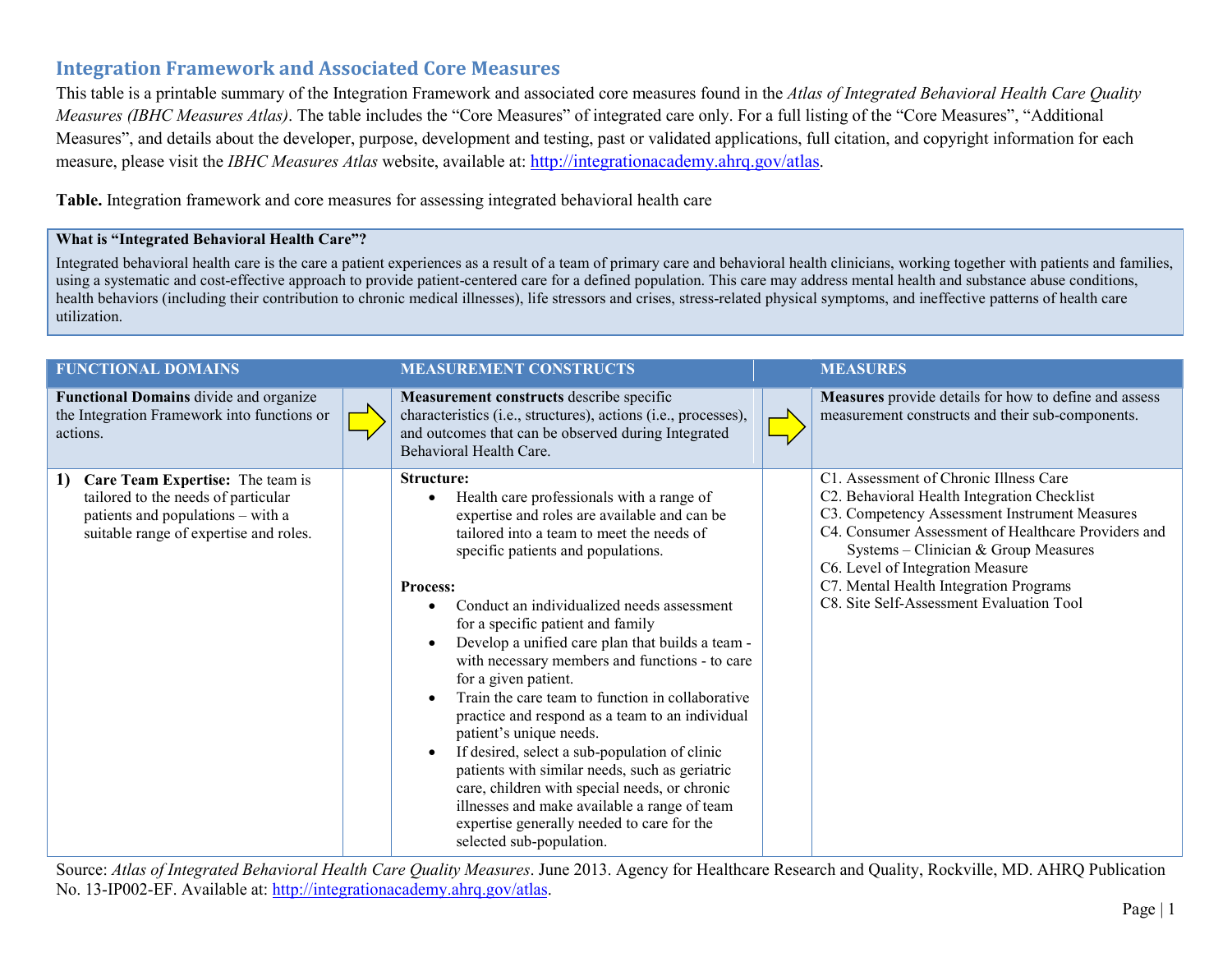## Integration Framework and Associated Core Measures

This table is a printable summary of the Integration Framework and associated core measures found in the *Atlas of Integrated Behavioral Health Care Quality Measures (IBHC Measures Atlas)*. The table includes the "Core Measures" of integrated care only. For a full listing of the "Core Measures", "Additional Measures", and details about the developer, purpose, development and testing, past or validated applications, full citation, and copyright information for each measure, please visit the *IBHC Measures Atlas* website, available at: http://integrationacademy.ahrq.gov/atlas.

**Table.** Integration framework and core measures for assessing integrated behavioral health care

**What is "Integrated Behavioral Health Care"?**

Integrated behavioral health care is the care a patient experiences as a result of a team of primary care and behavioral health clinicians, working together with patients and families, using a systematic and cost-effective approach to provide patient-centered care for a defined population. This care may address mental health and substance abuse conditions, health behaviors (including their contribution to chronic medical illnesses), life stressors and crises, stress-related physical symptoms, and ineffective patterns of health care utilization.

| FUNCTIONAL DOMAINS | MEASUREMENT CONSTRUCTS | MEASURES |
|---|---|---|
| **Functional Domains** divide and organize the Integration Framework into functions or actions. | **Measurement constructs** describe specific characteristics (i.e., structures), actions (i.e., processes), and outcomes that can be observed during Integrated Behavioral Health Care. | **Measures** provide details for how to define and assess measurement constructs and their sub-components. |
| **1) Care Team Expertise:** The team is tailored to the needs of particular patients and populations – with a suitable range of expertise and roles. | **Structure:**<br>• Health care professionals with a range of expertise and roles are available and can be tailored into a team to meet the needs of specific patients and populations.<br><br>**Process:**<br>• Conduct an individualized needs assessment for a specific patient and family<br>• Develop a unified care plan that builds a team - with necessary members and functions - to care for a given patient.<br>• Train the care team to function in collaborative practice and respond as a team to an individual patient's unique needs.<br>• If desired, select a sub-population of clinic patients with similar needs, such as geriatric care, children with special needs, or chronic illnesses and make available a range of team expertise generally needed to care for the selected sub-population. | C1. Assessment of Chronic Illness Care<br>C2. Behavioral Health Integration Checklist<br>C3. Competency Assessment Instrument Measures<br>C4. Consumer Assessment of Healthcare Providers and Systems – Clinician & Group Measures<br>C6. Level of Integration Measure<br>C7. Mental Health Integration Programs<br>C8. Site Self-Assessment Evaluation Tool |

Source: *Atlas of Integrated Behavioral Health Care Quality Measures*. June 2013. Agency for Healthcare Research and Quality, Rockville, MD. AHRQ Publication No. 13-IP002-EF. Available at: http://integrationacademy.ahrq.gov/atlas.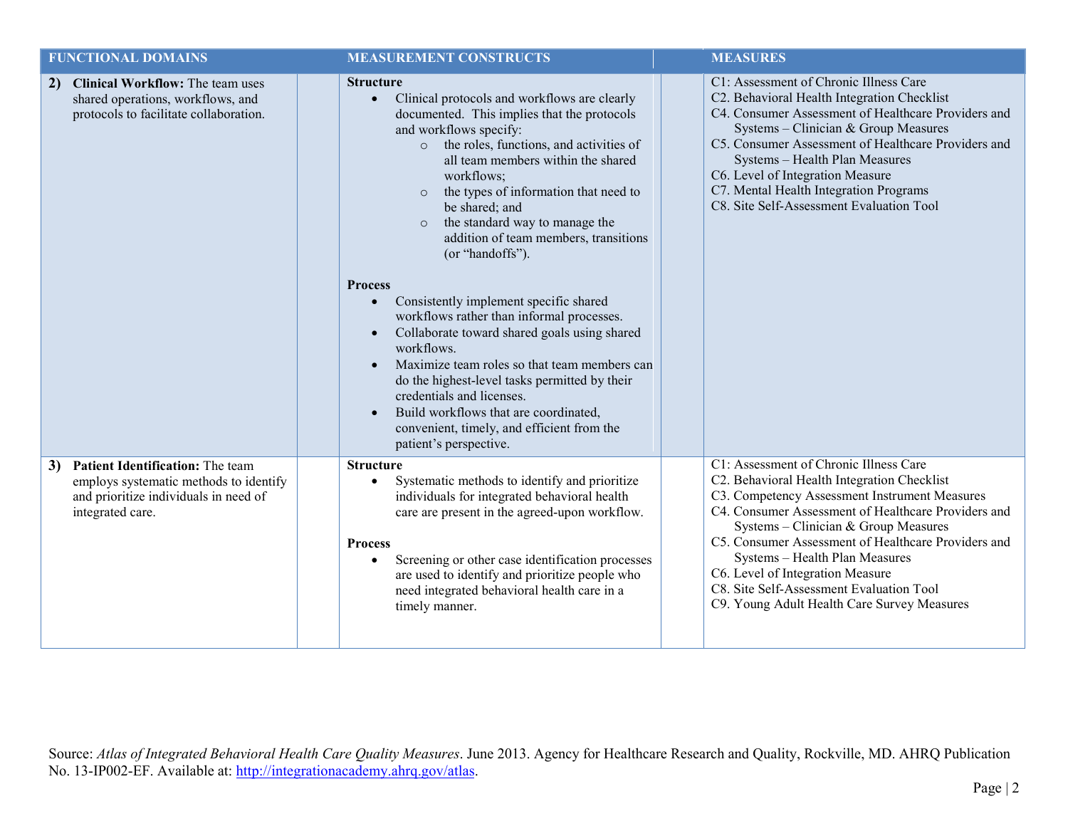| FUNCTIONAL DOMAINS | MEASUREMENT CONSTRUCTS | MEASURES |
|---|---|---|
| **2) Clinical Workflow:** The team uses shared operations, workflows, and protocols to facilitate collaboration. | **Structure**<br>• Clinical protocols and workflows are clearly documented. This implies that the protocols and workflows specify:<br>  ○ the roles, functions, and activities of all team members within the shared workflows;<br>  ○ the types of information that need to be shared; and<br>  ○ the standard way to manage the addition of team members, transitions (or "handoffs").<br><br>**Process**<br>• Consistently implement specific shared workflows rather than informal processes.<br>• Collaborate toward shared goals using shared workflows.<br>• Maximize team roles so that team members can do the highest-level tasks permitted by their credentials and licenses.<br>• Build workflows that are coordinated, convenient, timely, and efficient from the patient's perspective. | C1: Assessment of Chronic Illness Care<br>C2. Behavioral Health Integration Checklist<br>C4. Consumer Assessment of Healthcare Providers and Systems – Clinician & Group Measures<br>C5. Consumer Assessment of Healthcare Providers and Systems – Health Plan Measures<br>C6. Level of Integration Measure<br>C7. Mental Health Integration Programs<br>C8. Site Self-Assessment Evaluation Tool |
| **3) Patient Identification:** The team employs systematic methods to identify and prioritize individuals in need of integrated care. | **Structure**<br>• Systematic methods to identify and prioritize individuals for integrated behavioral health care are present in the agreed-upon workflow.<br><br>**Process**<br>• Screening or other case identification processes are used to identify and prioritize people who need integrated behavioral health care in a timely manner. | C1: Assessment of Chronic Illness Care<br>C2. Behavioral Health Integration Checklist<br>C3. Competency Assessment Instrument Measures<br>C4. Consumer Assessment of Healthcare Providers and Systems – Clinician & Group Measures<br>C5. Consumer Assessment of Healthcare Providers and Systems – Health Plan Measures<br>C6. Level of Integration Measure<br>C8. Site Self-Assessment Evaluation Tool<br>C9. Young Adult Health Care Survey Measures |

Source: *Atlas of Integrated Behavioral Health Care Quality Measures*. June 2013. Agency for Healthcare Research and Quality, Rockville, MD. AHRQ Publication No. 13-IP002-EF. Available at: http://integrationacademy.ahrq.gov/atlas.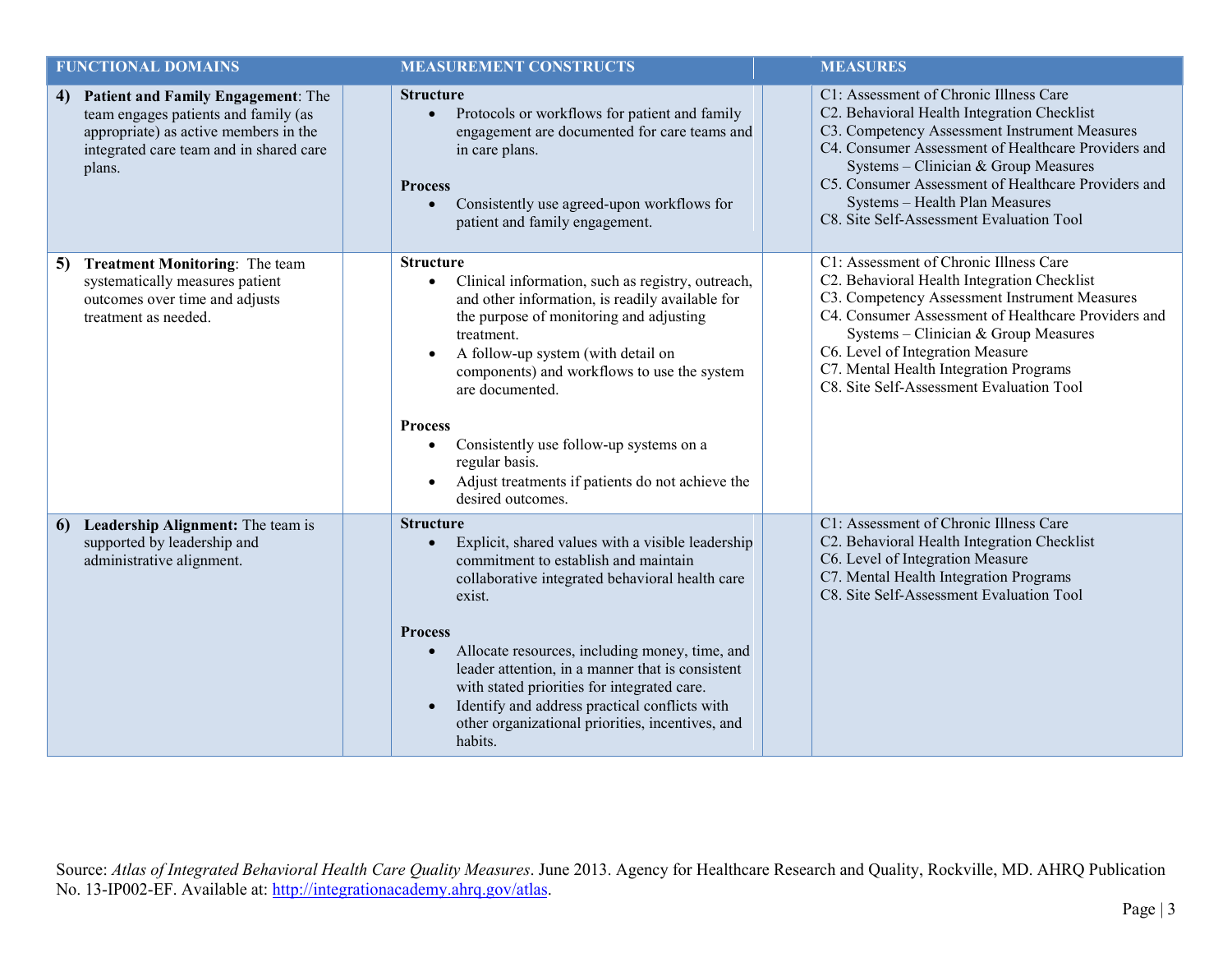| FUNCTIONAL DOMAINS | MEASUREMENT CONSTRUCTS | MEASURES |
|---|---|---|
| **4) Patient and Family Engagement**: The team engages patients and family (as appropriate) as active members in the integrated care team and in shared care plans. | **Structure**<br>• Protocols or workflows for patient and family engagement are documented for care teams and in care plans.<br><br>**Process**<br>• Consistently use agreed-upon workflows for patient and family engagement. | C1: Assessment of Chronic Illness Care<br>C2. Behavioral Health Integration Checklist<br>C3. Competency Assessment Instrument Measures<br>C4. Consumer Assessment of Healthcare Providers and Systems – Clinician & Group Measures<br>C5. Consumer Assessment of Healthcare Providers and Systems – Health Plan Measures<br>C8. Site Self-Assessment Evaluation Tool |
| **5) Treatment Monitoring**: The team systematically measures patient outcomes over time and adjusts treatment as needed. | **Structure**<br>• Clinical information, such as registry, outreach, and other information, is readily available for the purpose of monitoring and adjusting treatment.<br>• A follow-up system (with detail on components) and workflows to use the system are documented.<br><br>**Process**<br>• Consistently use follow-up systems on a regular basis.<br>• Adjust treatments if patients do not achieve the desired outcomes. | C1: Assessment of Chronic Illness Care<br>C2. Behavioral Health Integration Checklist<br>C3. Competency Assessment Instrument Measures<br>C4. Consumer Assessment of Healthcare Providers and Systems – Clinician & Group Measures<br>C6. Level of Integration Measure<br>C7. Mental Health Integration Programs<br>C8. Site Self-Assessment Evaluation Tool |
| **6) Leadership Alignment:** The team is supported by leadership and administrative alignment. | **Structure**<br>• Explicit, shared values with a visible leadership commitment to establish and maintain collaborative integrated behavioral health care exist.<br><br>**Process**<br>• Allocate resources, including money, time, and leader attention, in a manner that is consistent with stated priorities for integrated care.<br>• Identify and address practical conflicts with other organizational priorities, incentives, and habits. | C1: Assessment of Chronic Illness Care<br>C2. Behavioral Health Integration Checklist<br>C6. Level of Integration Measure<br>C7. Mental Health Integration Programs<br>C8. Site Self-Assessment Evaluation Tool |

Source: *Atlas of Integrated Behavioral Health Care Quality Measures*. June 2013. Agency for Healthcare Research and Quality, Rockville, MD. AHRQ Publication No. 13-IP002-EF. Available at: [http://integrationacademy.ahrq.gov/atlas](http://integrationacademy.ahrq.gov/atlas).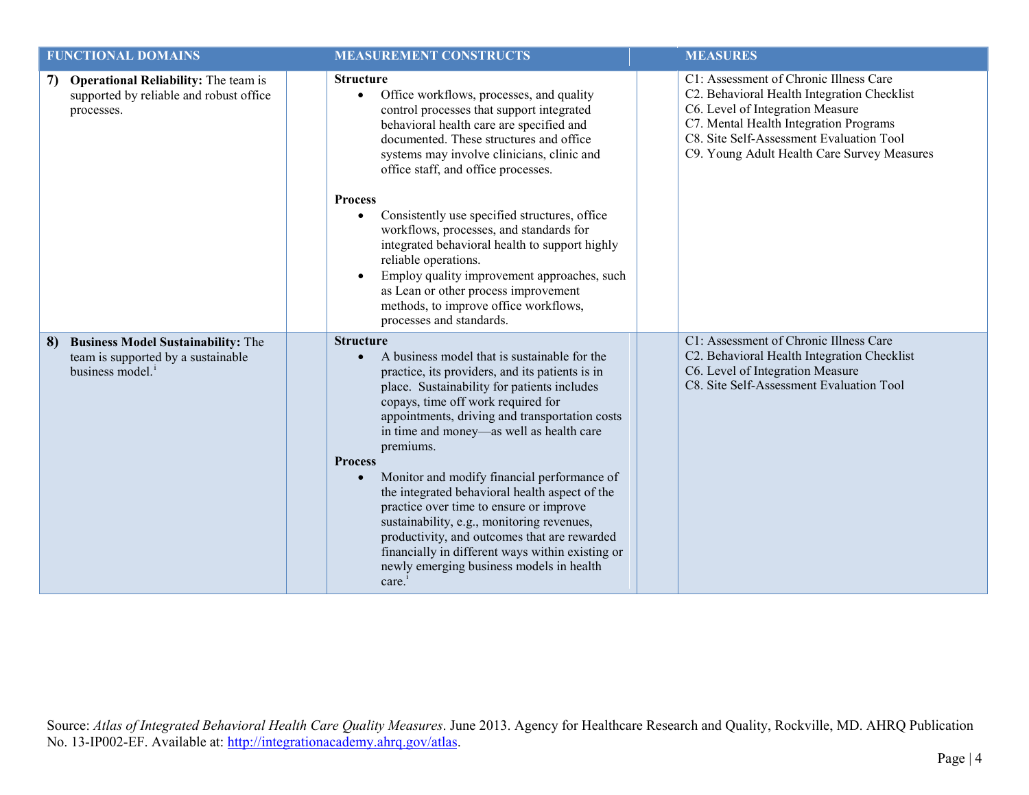| FUNCTIONAL DOMAINS | MEASUREMENT CONSTRUCTS | MEASURES |
|---|---|---|
| **7) Operational Reliability:** The team is supported by reliable and robust office processes. | **Structure**<br>• Office workflows, processes, and quality control processes that support integrated behavioral health care are specified and documented. These structures and office systems may involve clinicians, clinic and office staff, and office processes.<br><br>**Process**<br>• Consistently use specified structures, office workflows, processes, and standards for integrated behavioral health to support highly reliable operations.<br>• Employ quality improvement approaches, such as Lean or other process improvement methods, to improve office workflows, processes and standards. | C1: Assessment of Chronic Illness Care<br>C2. Behavioral Health Integration Checklist<br>C6. Level of Integration Measure<br>C7. Mental Health Integration Programs<br>C8. Site Self-Assessment Evaluation Tool<br>C9. Young Adult Health Care Survey Measures |
| **8) Business Model Sustainability:** The team is supported by a sustainable business model.[i] | **Structure**<br>• A business model that is sustainable for the practice, its providers, and its patients is in place. Sustainability for patients includes copays, time off work required for appointments, driving and transportation costs in time and money—as well as health care premiums.<br>**Process**<br>• Monitor and modify financial performance of the integrated behavioral health aspect of the practice over time to ensure or improve sustainability, e.g., monitoring revenues, productivity, and outcomes that are rewarded financially in different ways within existing or newly emerging business models in health care.[i] | C1: Assessment of Chronic Illness Care<br>C2. Behavioral Health Integration Checklist<br>C6. Level of Integration Measure<br>C8. Site Self-Assessment Evaluation Tool |

Source: *Atlas of Integrated Behavioral Health Care Quality Measures*. June 2013. Agency for Healthcare Research and Quality, Rockville, MD. AHRQ Publication No. 13-IP002-EF. Available at: http://integrationacademy.ahrq.gov/atlas.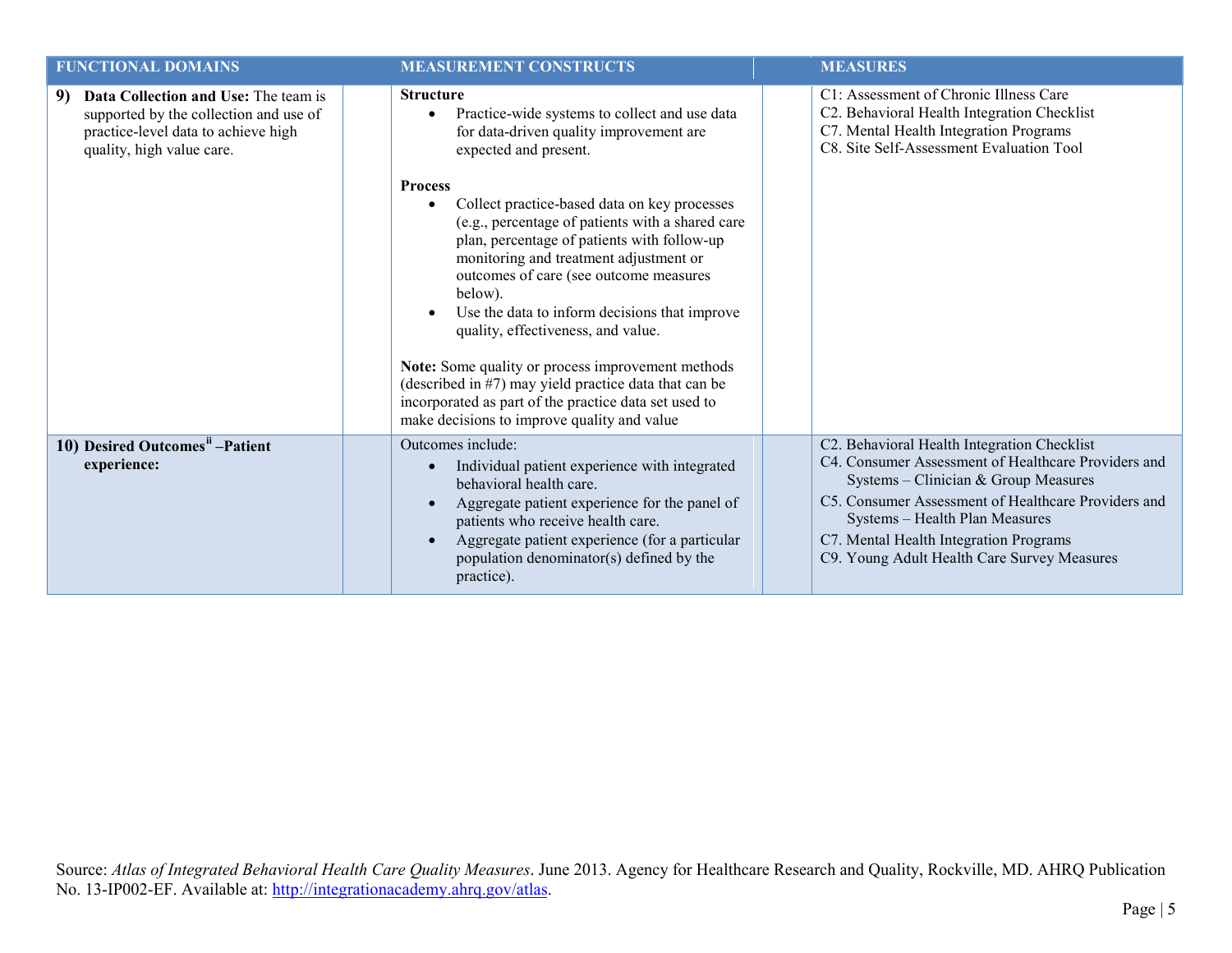| FUNCTIONAL DOMAINS | MEASUREMENT CONSTRUCTS | MEASURES |
|---|---|---|
| **9) Data Collection and Use:** The team is supported by the collection and use of practice-level data to achieve high quality, high value care. | **Structure**<br>• Practice-wide systems to collect and use data for data-driven quality improvement are expected and present.<br><br>**Process**<br>• Collect practice-based data on key processes (e.g., percentage of patients with a shared care plan, percentage of patients with follow-up monitoring and treatment adjustment or outcomes of care (see outcome measures below).<br>• Use the data to inform decisions that improve quality, effectiveness, and value.<br><br>**Note:** Some quality or process improvement methods (described in #7) may yield practice data that can be incorporated as part of the practice data set used to make decisions to improve quality and value | C1: Assessment of Chronic Illness Care<br>C2. Behavioral Health Integration Checklist<br>C7. Mental Health Integration Programs<br>C8. Site Self-Assessment Evaluation Tool |
| **10) Desired Outcomes[ii] –Patient experience:** | Outcomes include:<br>• Individual patient experience with integrated behavioral health care.<br>• Aggregate patient experience for the panel of patients who receive health care.<br>• Aggregate patient experience (for a particular population denominator(s) defined by the practice). | C2. Behavioral Health Integration Checklist<br>C4. Consumer Assessment of Healthcare Providers and Systems – Clinician & Group Measures<br>C5. Consumer Assessment of Healthcare Providers and Systems – Health Plan Measures<br>C7. Mental Health Integration Programs<br>C9. Young Adult Health Care Survey Measures |

Source: *Atlas of Integrated Behavioral Health Care Quality Measures*. June 2013. Agency for Healthcare Research and Quality, Rockville, MD. AHRQ Publication No. 13-IP002-EF. Available at: http://integrationacademy.ahrq.gov/atlas.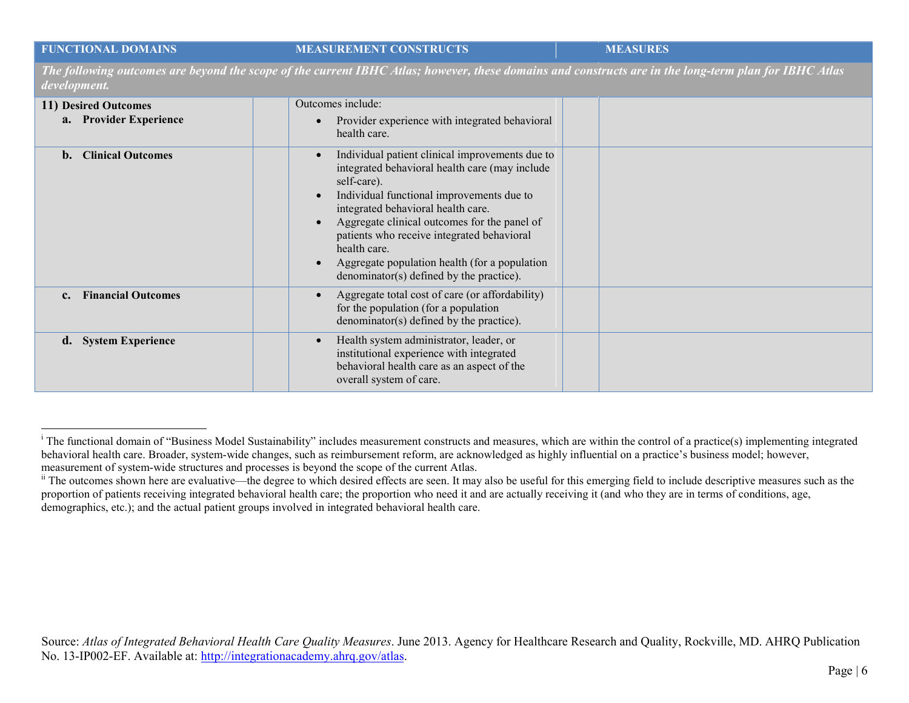| FUNCTIONAL DOMAINS | MEASUREMENT CONSTRUCTS | MEASURES |
|---|---|---|
| *The following outcomes are beyond the scope of the current IBHC Atlas; however, these domains and constructs are in the long-term plan for IBHC Atlas development.* | | |
| **11) Desired Outcomes** **a. Provider Experience** | Outcomes include: • Provider experience with integrated behavioral health care. | |
| **b. Clinical Outcomes** | • Individual patient clinical improvements due to integrated behavioral health care (may include self-care). • Individual functional improvements due to integrated behavioral health care. • Aggregate clinical outcomes for the panel of patients who receive integrated behavioral health care. • Aggregate population health (for a population denominator(s) defined by the practice). | |
| **c. Financial Outcomes** | • Aggregate total cost of care (or affordability) for the population (for a population denominator(s) defined by the practice). | |
| **d. System Experience** | • Health system administrator, leader, or institutional experience with integrated behavioral health care as an aspect of the overall system of care. | |

[i] The functional domain of "Business Model Sustainability" includes measurement constructs and measures, which are within the control of a practice(s) implementing integrated behavioral health care. Broader, system-wide changes, such as reimbursement reform, are acknowledged as highly influential on a practice's business model; however, measurement of system-wide structures and processes is beyond the scope of the current Atlas.

[ii] The outcomes shown here are evaluative—the degree to which desired effects are seen. It may also be useful for this emerging field to include descriptive measures such as the proportion of patients receiving integrated behavioral health care; the proportion who need it and are actually receiving it (and who they are in terms of conditions, age, demographics, etc.); and the actual patient groups involved in integrated behavioral health care.

Source: *Atlas of Integrated Behavioral Health Care Quality Measures*. June 2013. Agency for Healthcare Research and Quality, Rockville, MD. AHRQ Publication No. 13-IP002-EF. Available at: [http://integrationacademy.ahrq.gov/atlas](http://integrationacademy.ahrq.gov/atlas).